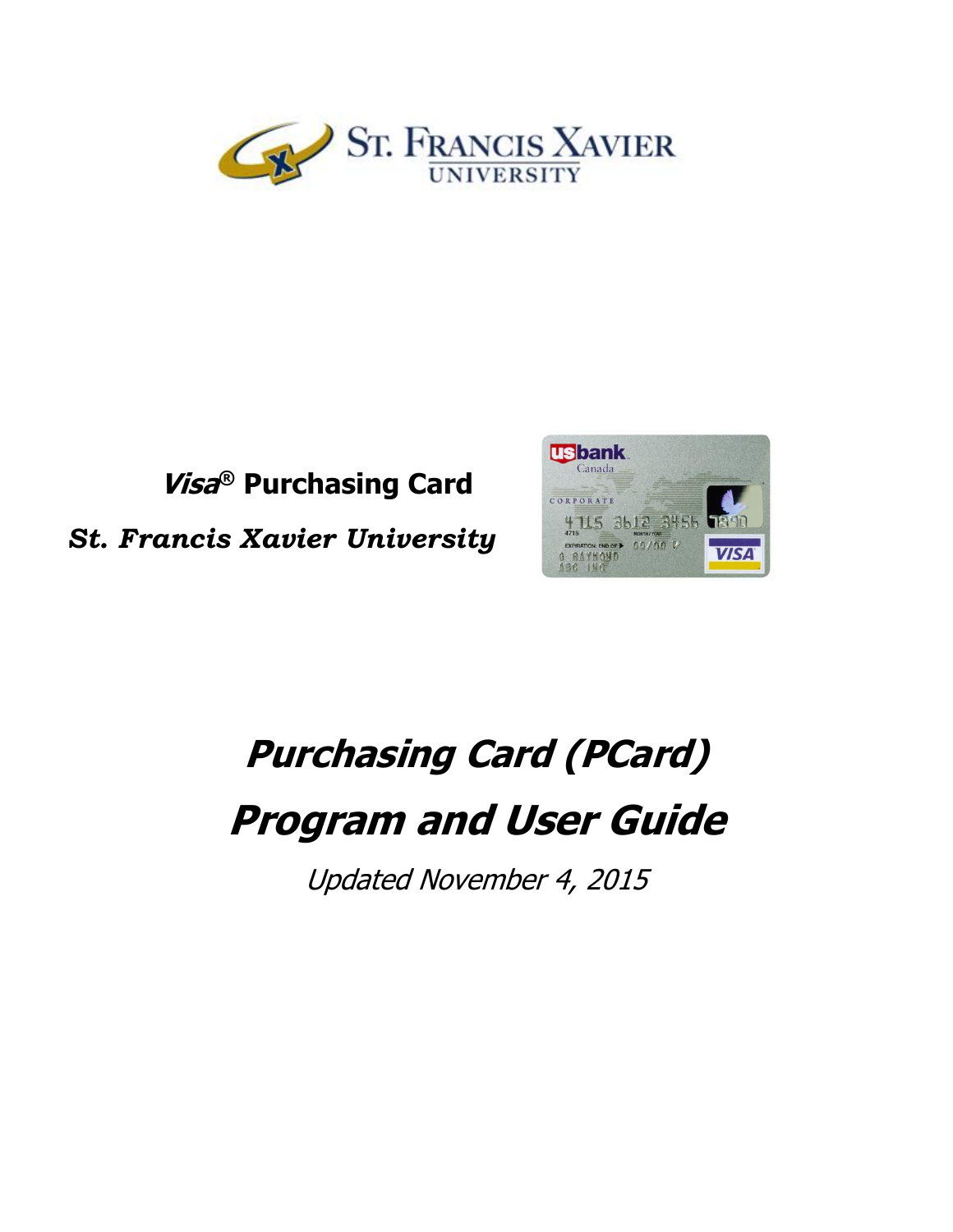ST. FRANCIS XAVIER UNIVERSITY

***Visa®* Purchasing Card**

***St. Francis Xavier University***

# *Purchasing Card (PCard)*

# *Program and User Guide*

*Updated November 4, 2015*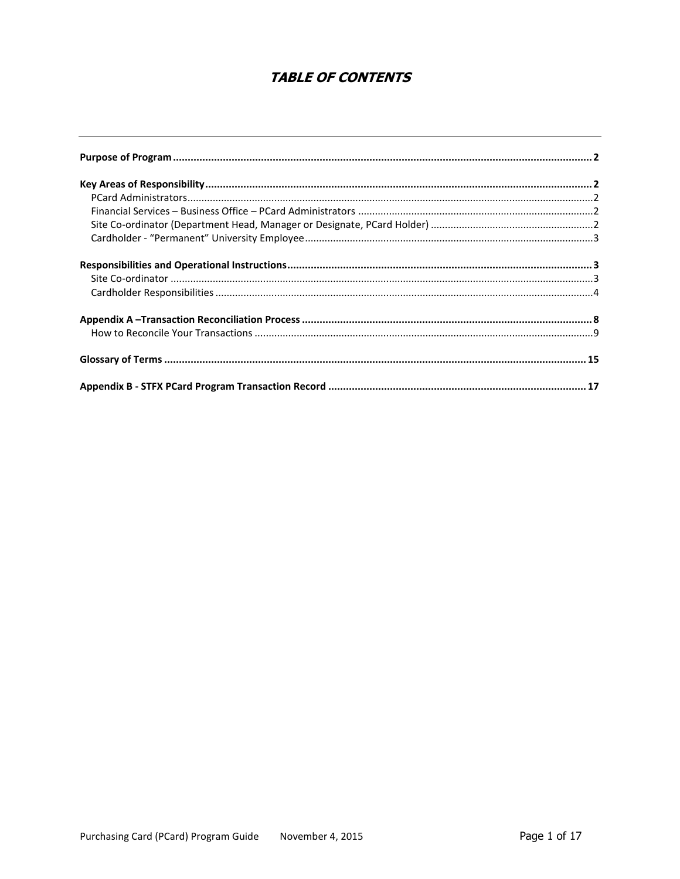# *TABLE OF CONTENTS*

**Purpose of Program** .......... **2**

**Key Areas of Responsibility** .......... **2**

- PCard Administrators .......... 2
- Financial Services – Business Office – PCard Administrators .......... 2
- Site Co-ordinator (Department Head, Manager or Designate, PCard Holder) .......... 2
- Cardholder - "Permanent" University Employee .......... 3

**Responsibilities and Operational Instructions** .......... **3**

- Site Co-ordinator .......... 3
- Cardholder Responsibilities .......... 4

**Appendix A –Transaction Reconciliation Process** .......... **8**

- How to Reconcile Your Transactions .......... 9

**Glossary of Terms** .......... **15**

**Appendix B - STFX PCard Program Transaction Record** .......... **17**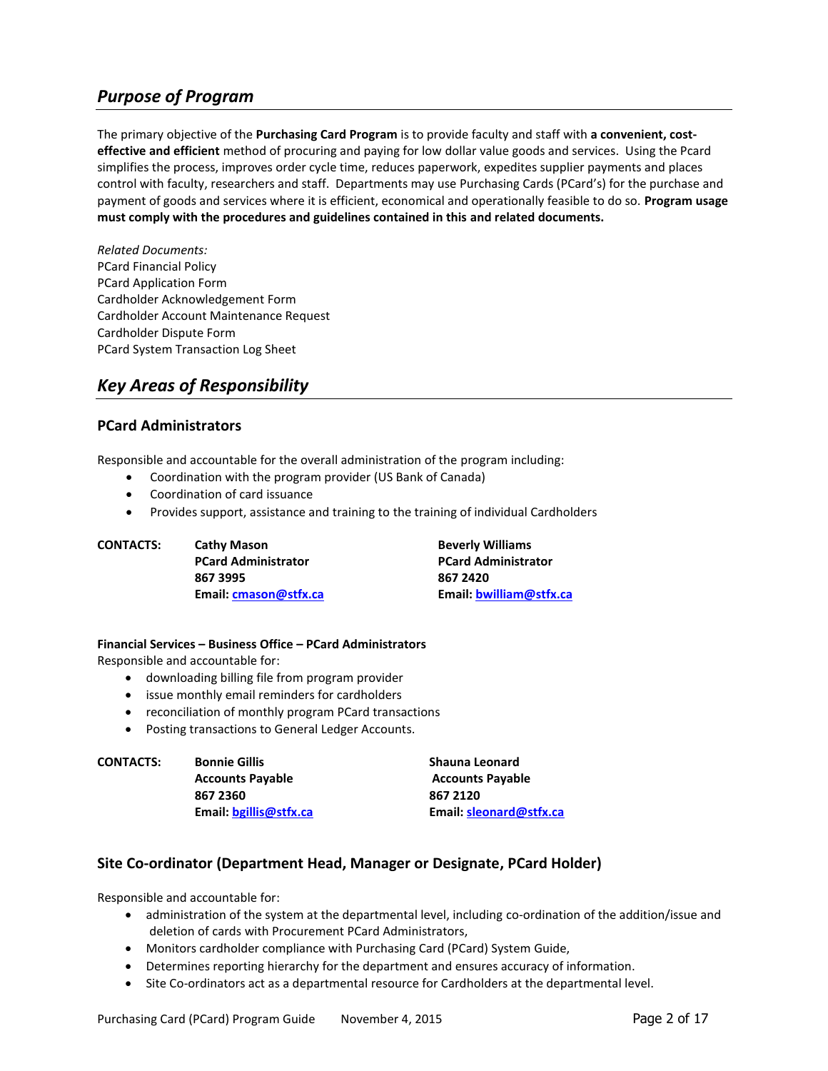## *Purpose of Program*

The primary objective of the **Purchasing Card Program** is to provide faculty and staff with **a convenient, cost-effective and efficient** method of procuring and paying for low dollar value goods and services. Using the Pcard simplifies the process, improves order cycle time, reduces paperwork, expedites supplier payments and places control with faculty, researchers and staff. Departments may use Purchasing Cards (PCard's) for the purchase and payment of goods and services where it is efficient, economical and operationally feasible to do so. **Program usage must comply with the procedures and guidelines contained in this and related documents.**

*Related Documents:*
PCard Financial Policy
PCard Application Form
Cardholder Acknowledgement Form
Cardholder Account Maintenance Request
Cardholder Dispute Form
PCard System Transaction Log Sheet

## *Key Areas of Responsibility*

### PCard Administrators

Responsible and accountable for the overall administration of the program including:

- Coordination with the program provider (US Bank of Canada)
- Coordination of card issuance
- Provides support, assistance and training to the training of individual Cardholders

**CONTACTS:**

**Cathy Mason**
**PCard Administrator**
**867 3995**
**Email: cmason@stfx.ca**

**Beverly Williams**
**PCard Administrator**
**867 2420**
**Email: bwilliam@stfx.ca**

**Financial Services – Business Office – PCard Administrators**
Responsible and accountable for:

- downloading billing file from program provider
- issue monthly email reminders for cardholders
- reconciliation of monthly program PCard transactions
- Posting transactions to General Ledger Accounts.

**CONTACTS:**

**Bonnie Gillis**
**Accounts Payable**
**867 2360**
**Email: bgillis@stfx.ca**

**Shauna Leonard**
**Accounts Payable**
**867 2120**
**Email: sleonard@stfx.ca**

### Site Co-ordinator (Department Head, Manager or Designate, PCard Holder)

Responsible and accountable for:

- administration of the system at the departmental level, including co-ordination of the addition/issue and deletion of cards with Procurement PCard Administrators,
- Monitors cardholder compliance with Purchasing Card (PCard) System Guide,
- Determines reporting hierarchy for the department and ensures accuracy of information.
- Site Co-ordinators act as a departmental resource for Cardholders at the departmental level.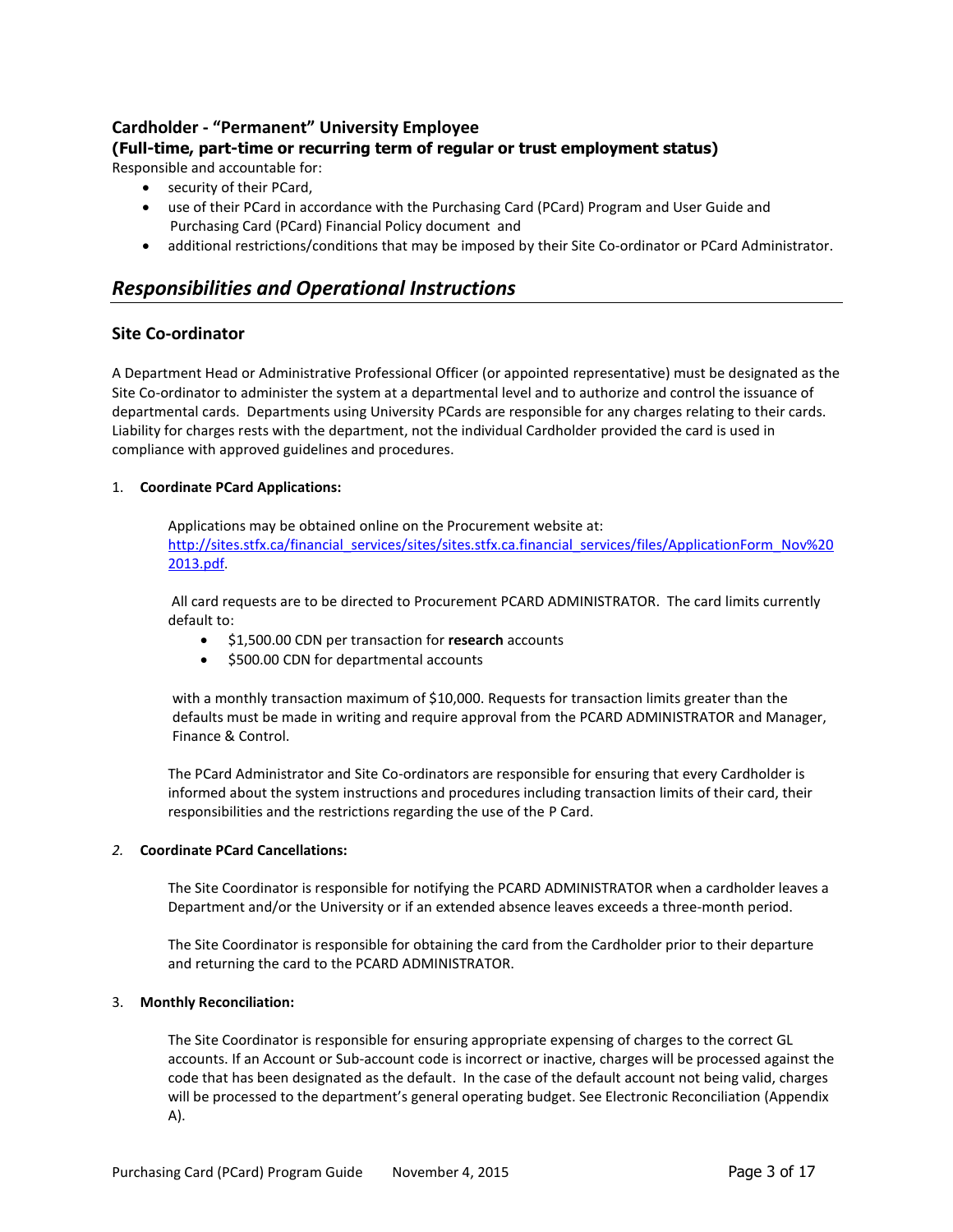### Cardholder - "Permanent" University Employee
**(Full-time, part-time or recurring term of regular or trust employment status)**

Responsible and accountable for:

- security of their PCard,
- use of their PCard in accordance with the Purchasing Card (PCard) Program and User Guide and Purchasing Card (PCard) Financial Policy document and
- additional restrictions/conditions that may be imposed by their Site Co-ordinator or PCard Administrator.

## *Responsibilities and Operational Instructions*

### Site Co-ordinator

A Department Head or Administrative Professional Officer (or appointed representative) must be designated as the Site Co-ordinator to administer the system at a departmental level and to authorize and control the issuance of departmental cards. Departments using University PCards are responsible for any charges relating to their cards. Liability for charges rests with the department, not the individual Cardholder provided the card is used in compliance with approved guidelines and procedures.

1. **Coordinate PCard Applications:**

   Applications may be obtained online on the Procurement website at: [http://sites.stfx.ca/financial_services/sites/sites.stfx.ca.financial_services/files/ApplicationForm_Nov%202013.pdf](http://sites.stfx.ca/financial_services/sites/sites.stfx.ca.financial_services/files/ApplicationForm_Nov%202013.pdf).

   All card requests are to be directed to Procurement PCARD ADMINISTRATOR. The card limits currently default to:

   - $1,500.00 CDN per transaction for **research** accounts
   - $500.00 CDN for departmental accounts

   with a monthly transaction maximum of $10,000. Requests for transaction limits greater than the defaults must be made in writing and require approval from the PCARD ADMINISTRATOR and Manager, Finance & Control.

   The PCard Administrator and Site Co-ordinators are responsible for ensuring that every Cardholder is informed about the system instructions and procedures including transaction limits of their card, their responsibilities and the restrictions regarding the use of the P Card.

2. **Coordinate PCard Cancellations:**

   The Site Coordinator is responsible for notifying the PCARD ADMINISTRATOR when a cardholder leaves a Department and/or the University or if an extended absence leaves exceeds a three-month period.

   The Site Coordinator is responsible for obtaining the card from the Cardholder prior to their departure and returning the card to the PCARD ADMINISTRATOR.

3. **Monthly Reconciliation:**

   The Site Coordinator is responsible for ensuring appropriate expensing of charges to the correct GL accounts. If an Account or Sub-account code is incorrect or inactive, charges will be processed against the code that has been designated as the default. In the case of the default account not being valid, charges will be processed to the department's general operating budget. See Electronic Reconciliation (Appendix A).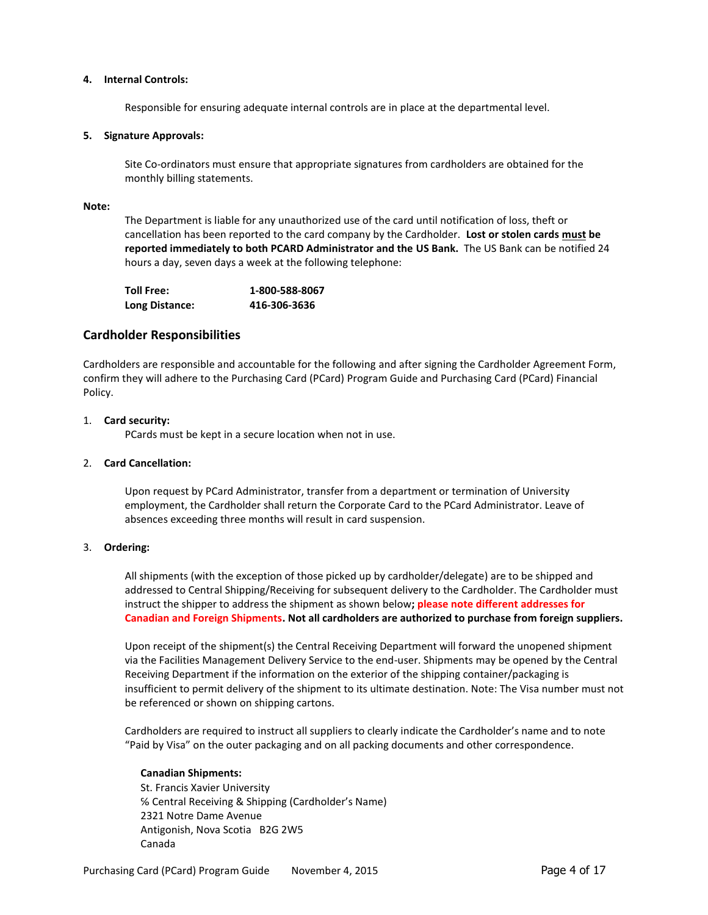**4. Internal Controls:**

Responsible for ensuring adequate internal controls are in place at the departmental level.

**5. Signature Approvals:**

Site Co-ordinators must ensure that appropriate signatures from cardholders are obtained for the monthly billing statements.

**Note:**

The Department is liable for any unauthorized use of the card until notification of loss, theft or cancellation has been reported to the card company by the Cardholder. **Lost or stolen cards must be reported immediately to both PCARD Administrator and the US Bank.** The US Bank can be notified 24 hours a day, seven days a week at the following telephone:

| | |
|---|---|
| **Toll Free:** | **1-800-588-8067** |
| **Long Distance:** | **416-306-3636** |

## Cardholder Responsibilities

Cardholders are responsible and accountable for the following and after signing the Cardholder Agreement Form, confirm they will adhere to the Purchasing Card (PCard) Program Guide and Purchasing Card (PCard) Financial Policy.

1. **Card security:**
   PCards must be kept in a secure location when not in use.

2. **Card Cancellation:**

   Upon request by PCard Administrator, transfer from a department or termination of University employment, the Cardholder shall return the Corporate Card to the PCard Administrator. Leave of absences exceeding three months will result in card suspension.

3. **Ordering:**

   All shipments (with the exception of those picked up by cardholder/delegate) are to be shipped and addressed to Central Shipping/Receiving for subsequent delivery to the Cardholder. The Cardholder must instruct the shipper to address the shipment as shown below**; please note different addresses for Canadian and Foreign Shipments. Not all cardholders are authorized to purchase from foreign suppliers.**

   Upon receipt of the shipment(s) the Central Receiving Department will forward the unopened shipment via the Facilities Management Delivery Service to the end-user. Shipments may be opened by the Central Receiving Department if the information on the exterior of the shipping container/packaging is insufficient to permit delivery of the shipment to its ultimate destination. Note: The Visa number must not be referenced or shown on shipping cartons.

   Cardholders are required to instruct all suppliers to clearly indicate the Cardholder's name and to note "Paid by Visa" on the outer packaging and on all packing documents and other correspondence.

   **Canadian Shipments:**
   St. Francis Xavier University
   ℅ Central Receiving & Shipping (Cardholder's Name)
   2321 Notre Dame Avenue
   Antigonish, Nova Scotia B2G 2W5
   Canada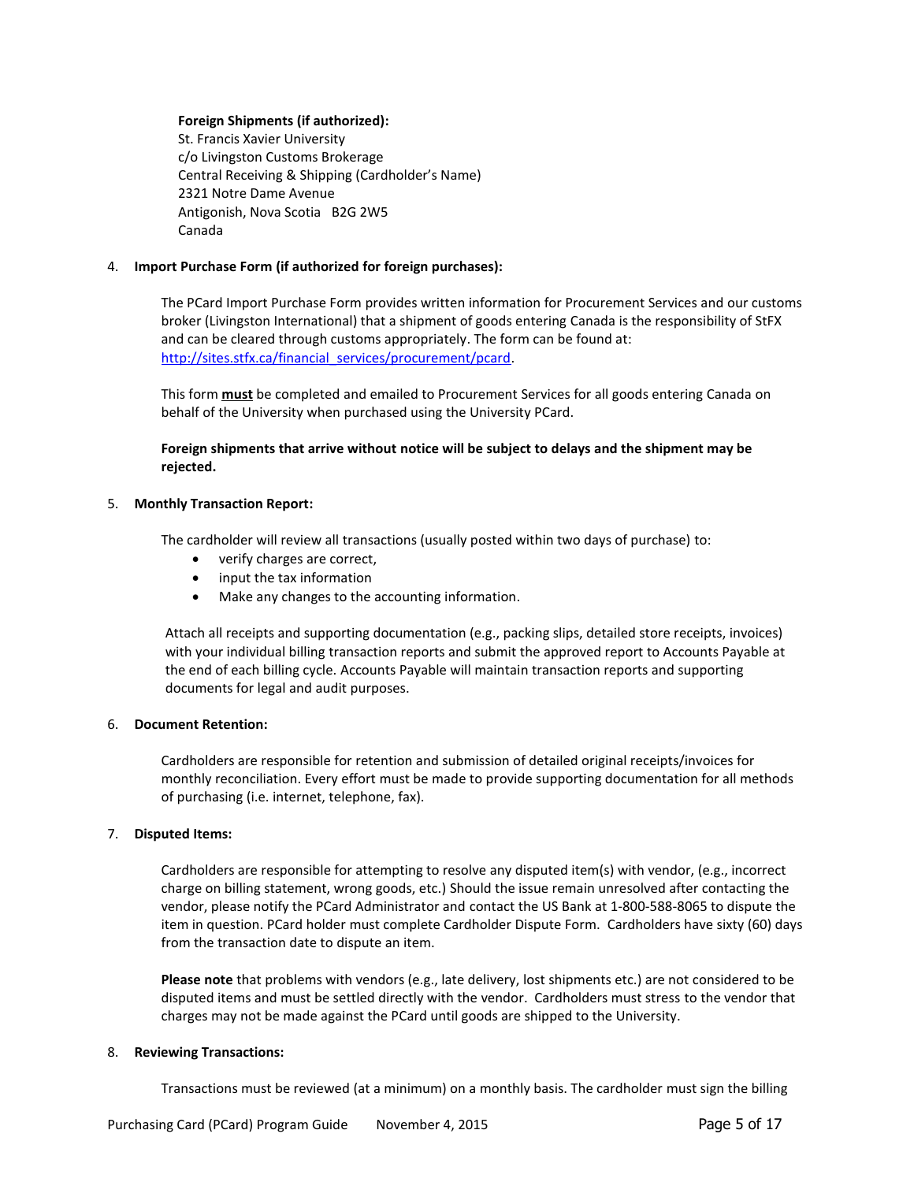**Foreign Shipments (if authorized):**
St. Francis Xavier University
c/o Livingston Customs Brokerage
Central Receiving & Shipping (Cardholder's Name)
2321 Notre Dame Avenue
Antigonish, Nova Scotia B2G 2W5
Canada

4. **Import Purchase Form (if authorized for foreign purchases):**

   The PCard Import Purchase Form provides written information for Procurement Services and our customs broker (Livingston International) that a shipment of goods entering Canada is the responsibility of StFX and can be cleared through customs appropriately. The form can be found at: [http://sites.stfx.ca/financial_services/procurement/pcard](http://sites.stfx.ca/financial_services/procurement/pcard).

   This form **<u>must</u>** be completed and emailed to Procurement Services for all goods entering Canada on behalf of the University when purchased using the University PCard.

   **Foreign shipments that arrive without notice will be subject to delays and the shipment may be rejected.**

5. **Monthly Transaction Report:**

   The cardholder will review all transactions (usually posted within two days of purchase) to:

   - verify charges are correct,
   - input the tax information
   - Make any changes to the accounting information.

   Attach all receipts and supporting documentation (e.g., packing slips, detailed store receipts, invoices) with your individual billing transaction reports and submit the approved report to Accounts Payable at the end of each billing cycle. Accounts Payable will maintain transaction reports and supporting documents for legal and audit purposes.

6. **Document Retention:**

   Cardholders are responsible for retention and submission of detailed original receipts/invoices for monthly reconciliation. Every effort must be made to provide supporting documentation for all methods of purchasing (i.e. internet, telephone, fax).

7. **Disputed Items:**

   Cardholders are responsible for attempting to resolve any disputed item(s) with vendor, (e.g., incorrect charge on billing statement, wrong goods, etc.) Should the issue remain unresolved after contacting the vendor, please notify the PCard Administrator and contact the US Bank at 1-800-588-8065 to dispute the item in question. PCard holder must complete Cardholder Dispute Form. Cardholders have sixty (60) days from the transaction date to dispute an item.

   **Please note** that problems with vendors (e.g., late delivery, lost shipments etc.) are not considered to be disputed items and must be settled directly with the vendor. Cardholders must stress to the vendor that charges may not be made against the PCard until goods are shipped to the University.

8. **Reviewing Transactions:**

   Transactions must be reviewed (at a minimum) on a monthly basis. The cardholder must sign the billing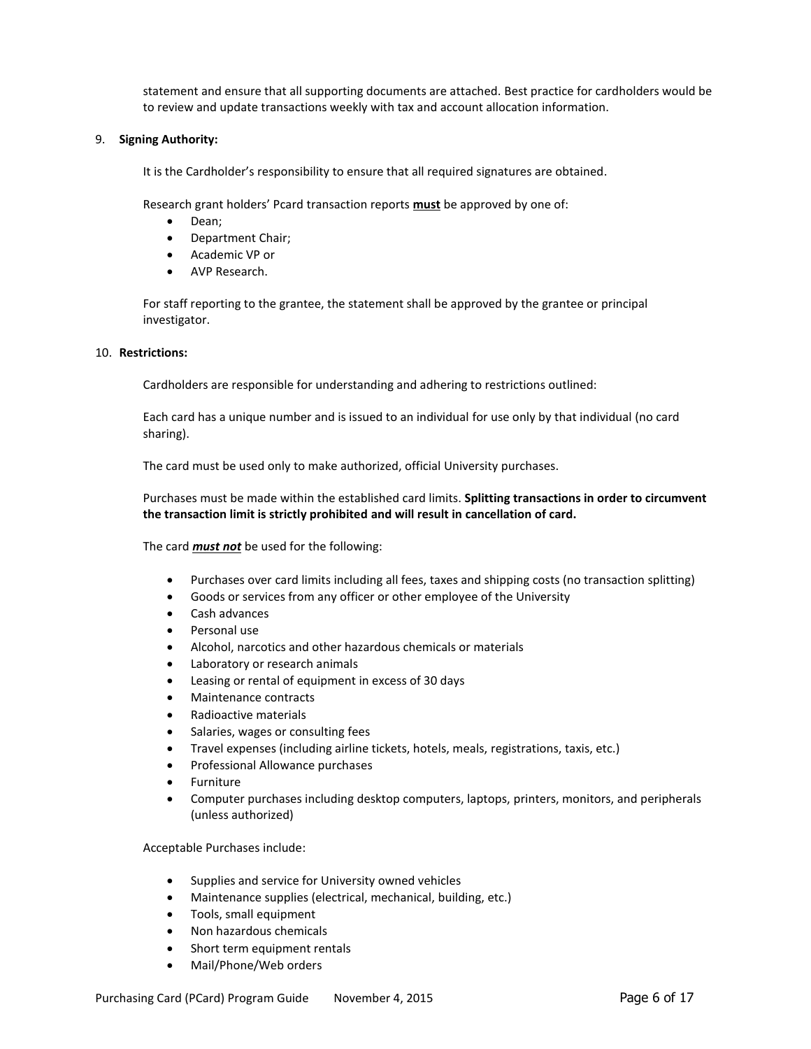statement and ensure that all supporting documents are attached. Best practice for cardholders would be to review and update transactions weekly with tax and account allocation information.

9. **Signing Authority:**

   It is the Cardholder's responsibility to ensure that all required signatures are obtained.

   Research grant holders' Pcard transaction reports **<u>must</u>** be approved by one of:

   - Dean;
   - Department Chair;
   - Academic VP or
   - AVP Research.

   For staff reporting to the grantee, the statement shall be approved by the grantee or principal investigator.

10. **Restrictions:**

    Cardholders are responsible for understanding and adhering to restrictions outlined:

    Each card has a unique number and is issued to an individual for use only by that individual (no card sharing).

    The card must be used only to make authorized, official University purchases.

    Purchases must be made within the established card limits. **Splitting transactions in order to circumvent the transaction limit is strictly prohibited and will result in cancellation of card.**

    The card ***<u>must not</u>*** be used for the following:

    - Purchases over card limits including all fees, taxes and shipping costs (no transaction splitting)
    - Goods or services from any officer or other employee of the University
    - Cash advances
    - Personal use
    - Alcohol, narcotics and other hazardous chemicals or materials
    - Laboratory or research animals
    - Leasing or rental of equipment in excess of 30 days
    - Maintenance contracts
    - Radioactive materials
    - Salaries, wages or consulting fees
    - Travel expenses (including airline tickets, hotels, meals, registrations, taxis, etc.)
    - Professional Allowance purchases
    - Furniture
    - Computer purchases including desktop computers, laptops, printers, monitors, and peripherals (unless authorized)

    Acceptable Purchases include:

    - Supplies and service for University owned vehicles
    - Maintenance supplies (electrical, mechanical, building, etc.)
    - Tools, small equipment
    - Non hazardous chemicals
    - Short term equipment rentals
    - Mail/Phone/Web orders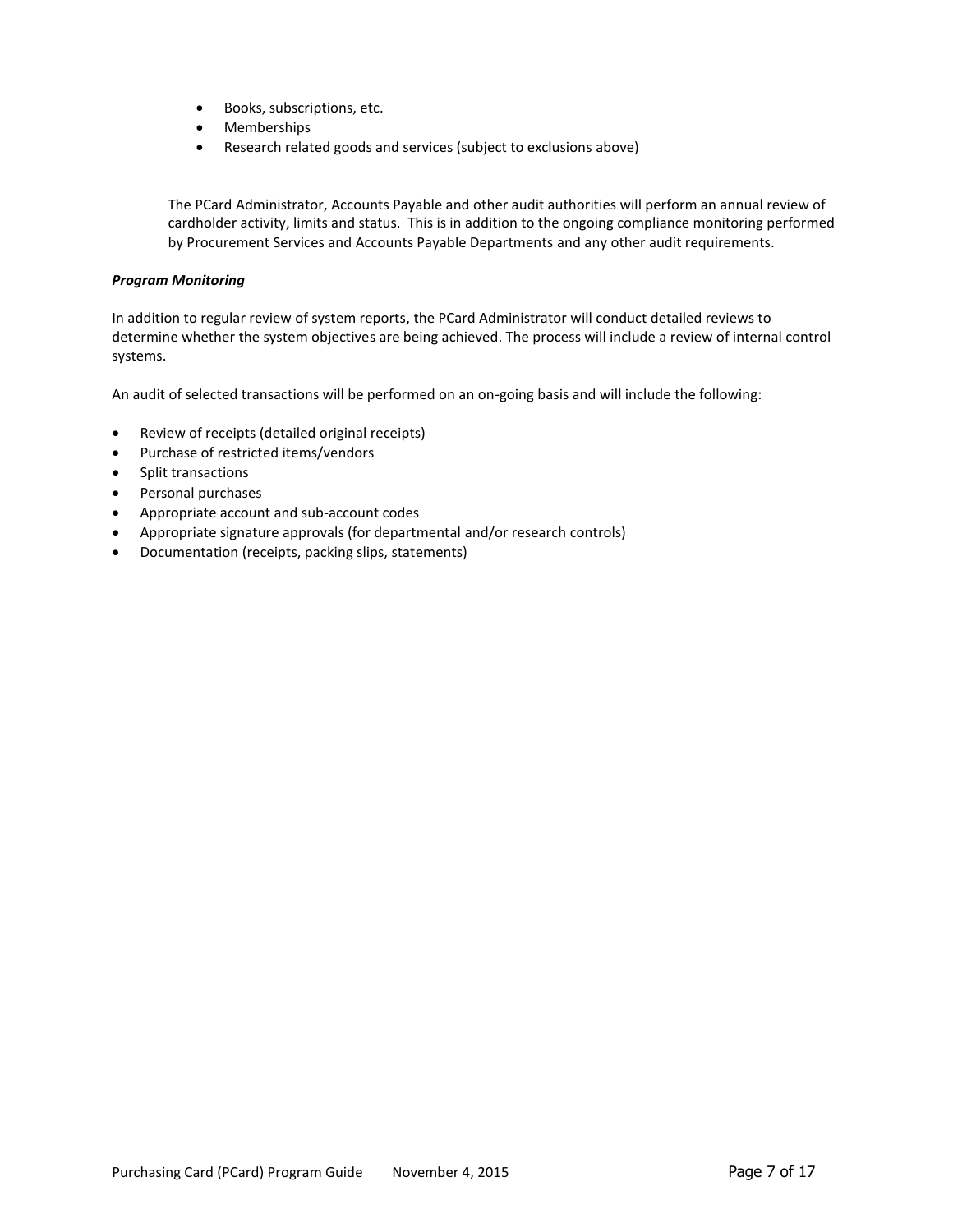- Books, subscriptions, etc.
- Memberships
- Research related goods and services (subject to exclusions above)

The PCard Administrator, Accounts Payable and other audit authorities will perform an annual review of cardholder activity, limits and status. This is in addition to the ongoing compliance monitoring performed by Procurement Services and Accounts Payable Departments and any other audit requirements.

***Program Monitoring***

In addition to regular review of system reports, the PCard Administrator will conduct detailed reviews to determine whether the system objectives are being achieved. The process will include a review of internal control systems.

An audit of selected transactions will be performed on an on-going basis and will include the following:

- Review of receipts (detailed original receipts)
- Purchase of restricted items/vendors
- Split transactions
- Personal purchases
- Appropriate account and sub-account codes
- Appropriate signature approvals (for departmental and/or research controls)
- Documentation (receipts, packing slips, statements)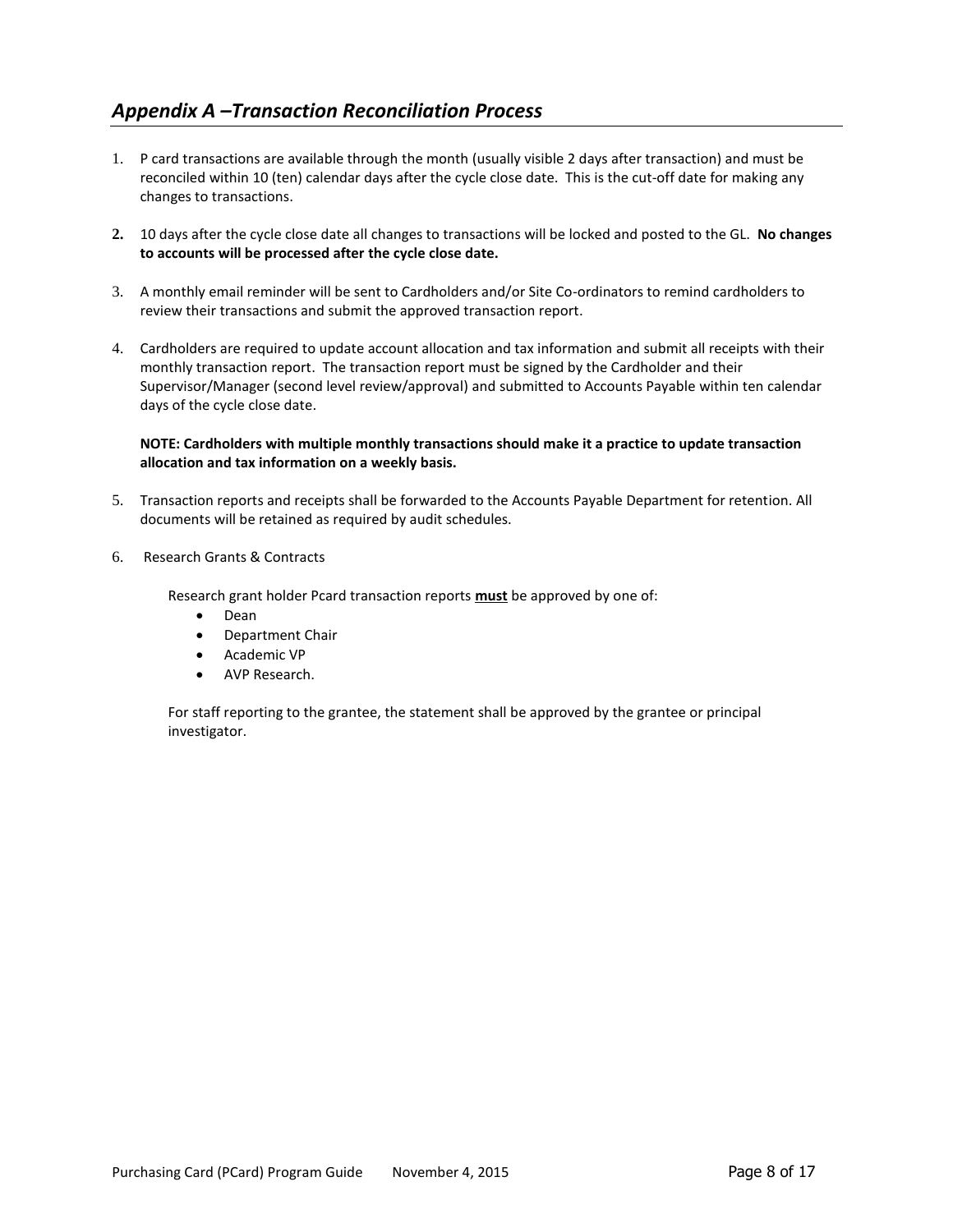## *Appendix A –Transaction Reconciliation Process*

1. P card transactions are available through the month (usually visible 2 days after transaction) and must be reconciled within 10 (ten) calendar days after the cycle close date. This is the cut-off date for making any changes to transactions.

2. 10 days after the cycle close date all changes to transactions will be locked and posted to the GL. **No changes to accounts will be processed after the cycle close date.**

3. A monthly email reminder will be sent to Cardholders and/or Site Co-ordinators to remind cardholders to review their transactions and submit the approved transaction report.

4. Cardholders are required to update account allocation and tax information and submit all receipts with their monthly transaction report. The transaction report must be signed by the Cardholder and their Supervisor/Manager (second level review/approval) and submitted to Accounts Payable within ten calendar days of the cycle close date.

   **NOTE: Cardholders with multiple monthly transactions should make it a practice to update transaction allocation and tax information on a weekly basis.**

5. Transaction reports and receipts shall be forwarded to the Accounts Payable Department for retention. All documents will be retained as required by audit schedules.

6. Research Grants & Contracts

   Research grant holder Pcard transaction reports <u>**must**</u> be approved by one of:

   - Dean
   - Department Chair
   - Academic VP
   - AVP Research.

   For staff reporting to the grantee, the statement shall be approved by the grantee or principal investigator.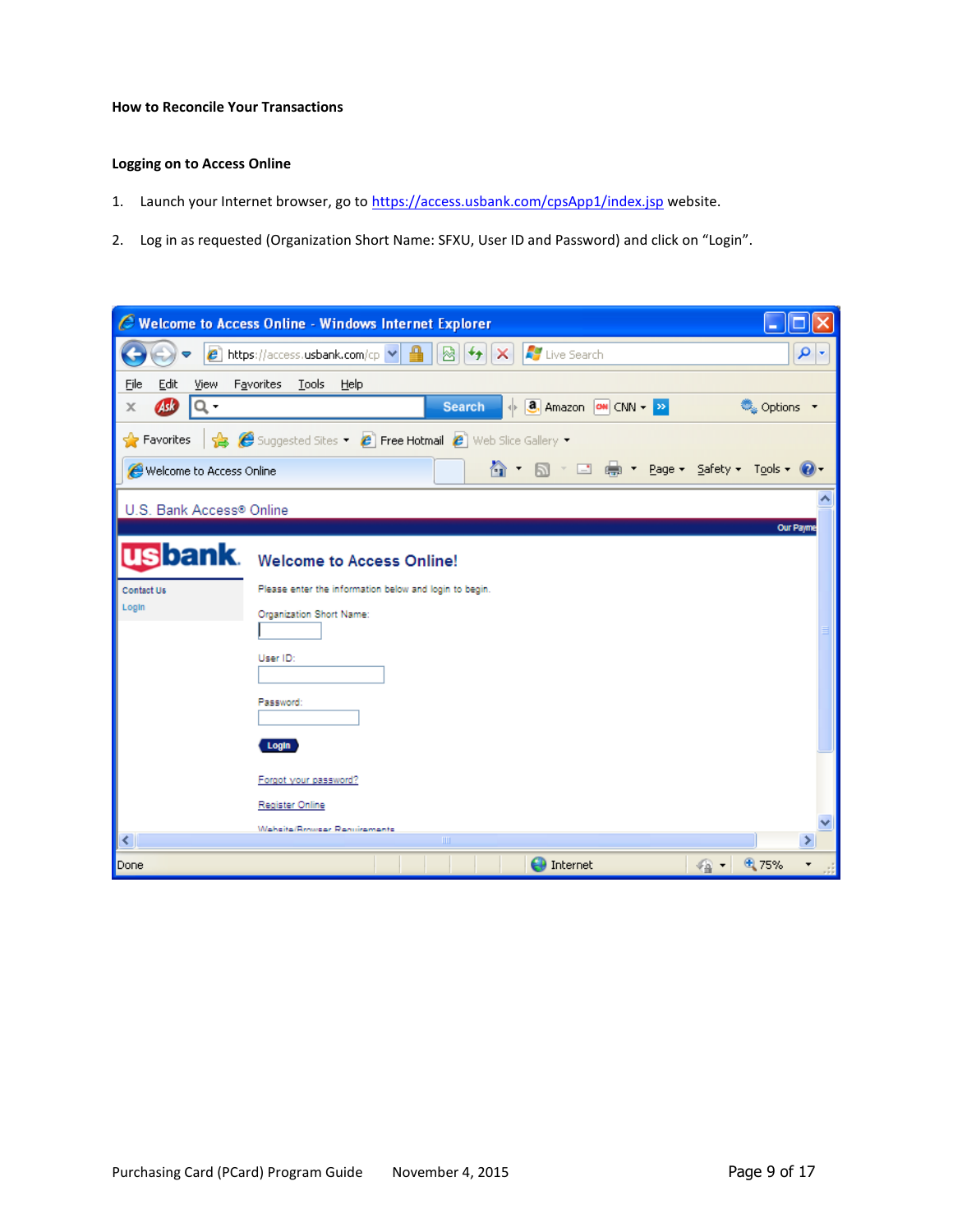**How to Reconcile Your Transactions**

**Logging on to Access Online**

1. Launch your Internet browser, go to https://access.usbank.com/cpsApp1/index.jsp website.

2. Log in as requested (Organization Short Name: SFXU, User ID and Password) and click on "Login".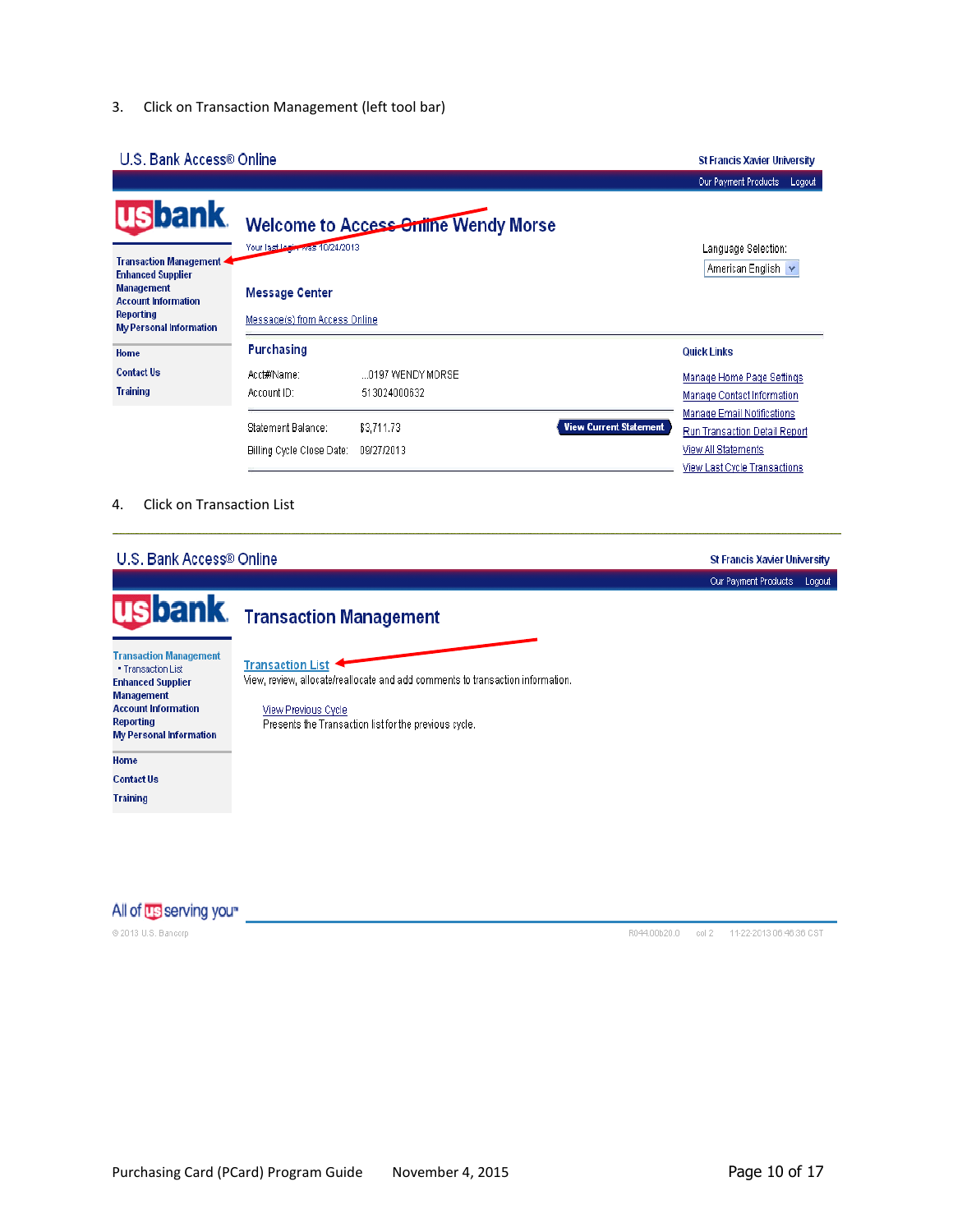3. Click on Transaction Management (left tool bar)

U.S. Bank Access® Online

St Francis Xavier University

Our Payment Products Logout

usbank

Welcome to Access Online Wendy Morse

Your last login was 10/24/2013

Transaction Management
Enhanced Supplier Management
Account Information
Reporting
My Personal Information

Home
Contact Us
Training

Language Selection: American English

Message Center

Message(s) from Access Online

Purchasing

| | |
|---|---|
| Acct#/Name: | ...0197 WENDY MORSE |
| Account ID: | 513024000632 |
| Statement Balance: | $3,711.73 |
| Billing Cycle Close Date: | 09/27/2013 |

View Current Statement

Quick Links

- Manage Home Page Settings
- Manage Contact Information
- Manage Email Notifications
- Run Transaction Detail Report
- View All Statements
- View Last Cycle Transactions

4. Click on Transaction List

U.S. Bank Access® Online

St Francis Xavier University

Our Payment Products Logout

usbank

Transaction Management

Transaction Management
- Transaction List

Enhanced Supplier Management
Account Information
Reporting
My Personal Information

Home
Contact Us
Training

Transaction List
View, review, allocate/reallocate and add comments to transaction information.

View Previous Cycle
Presents the Transaction list for the previous cycle.

All of us serving you™

© 2013 U.S. Bancorp R044.00b20.0 col 2 11-22-2013 06:46:36 CST

Purchasing Card (PCard) Program Guide November 4, 2015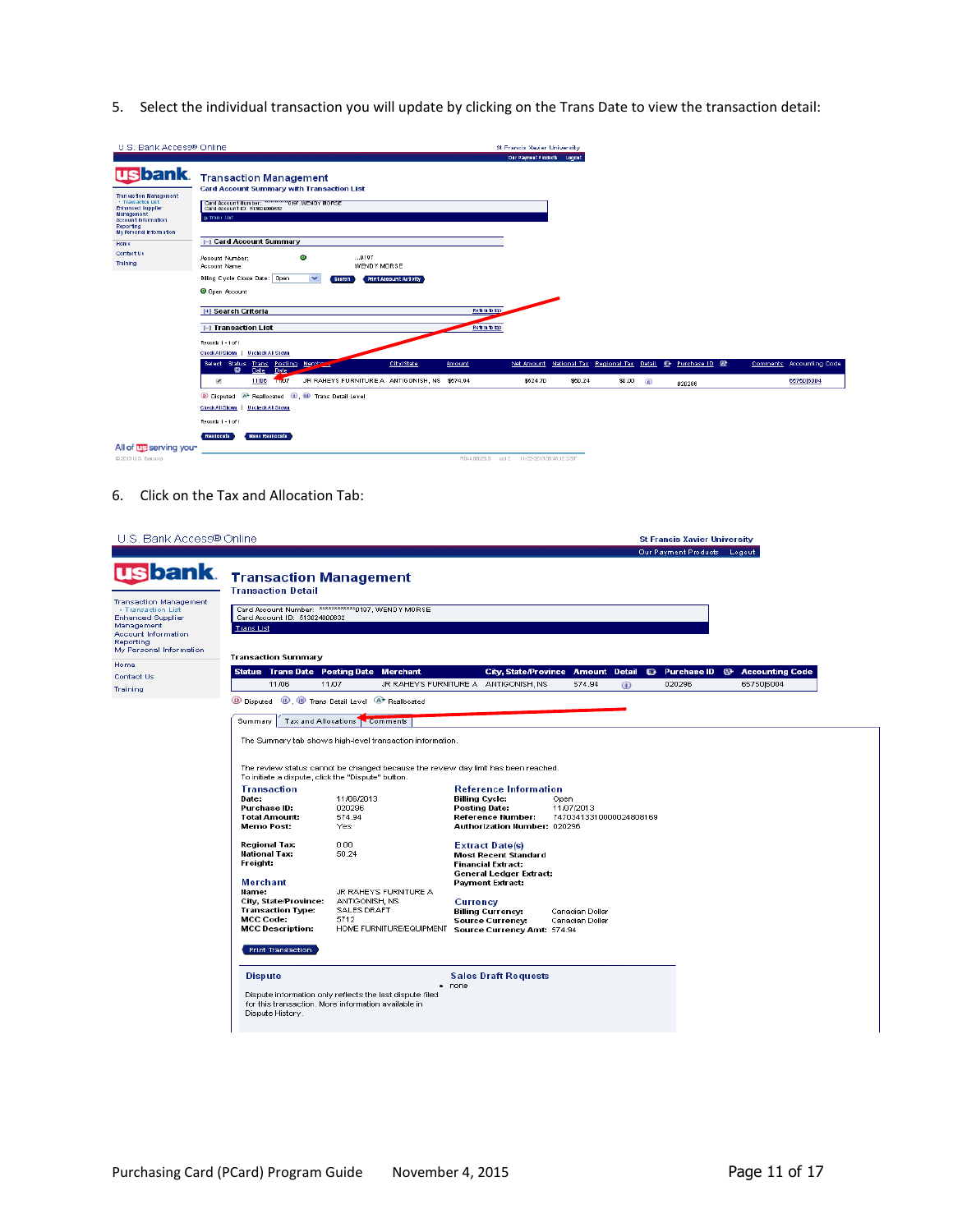5. Select the individual transaction you will update by clicking on the Trans Date to view the transaction detail:

6. Click on the Tax and Allocation Tab: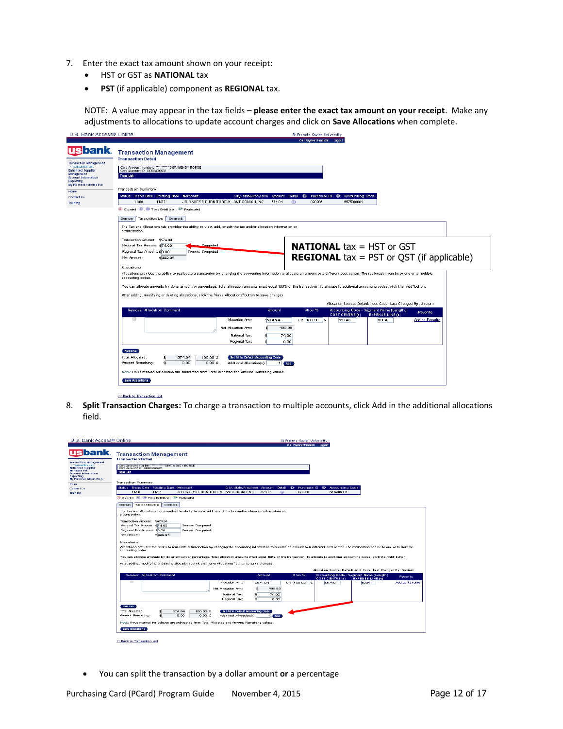7. Enter the exact tax amount shown on your receipt:
   - HST or GST as **NATIONAL** tax
   - **PST** (if applicable) component as **REGIONAL** tax.

   NOTE: A value may appear in the tax fields – **please enter the exact tax amount on your receipt**. Make any adjustments to allocations to update account charges and click on **Save Allocations** when complete.

**NATIONAL** tax = HST or GST
**REGIONAL** tax = PST or QST (if applicable)

8. **Split Transaction Charges:** To charge a transaction to multiple accounts, click Add in the additional allocations field.

   - You can split the transaction by a dollar amount **or** a percentage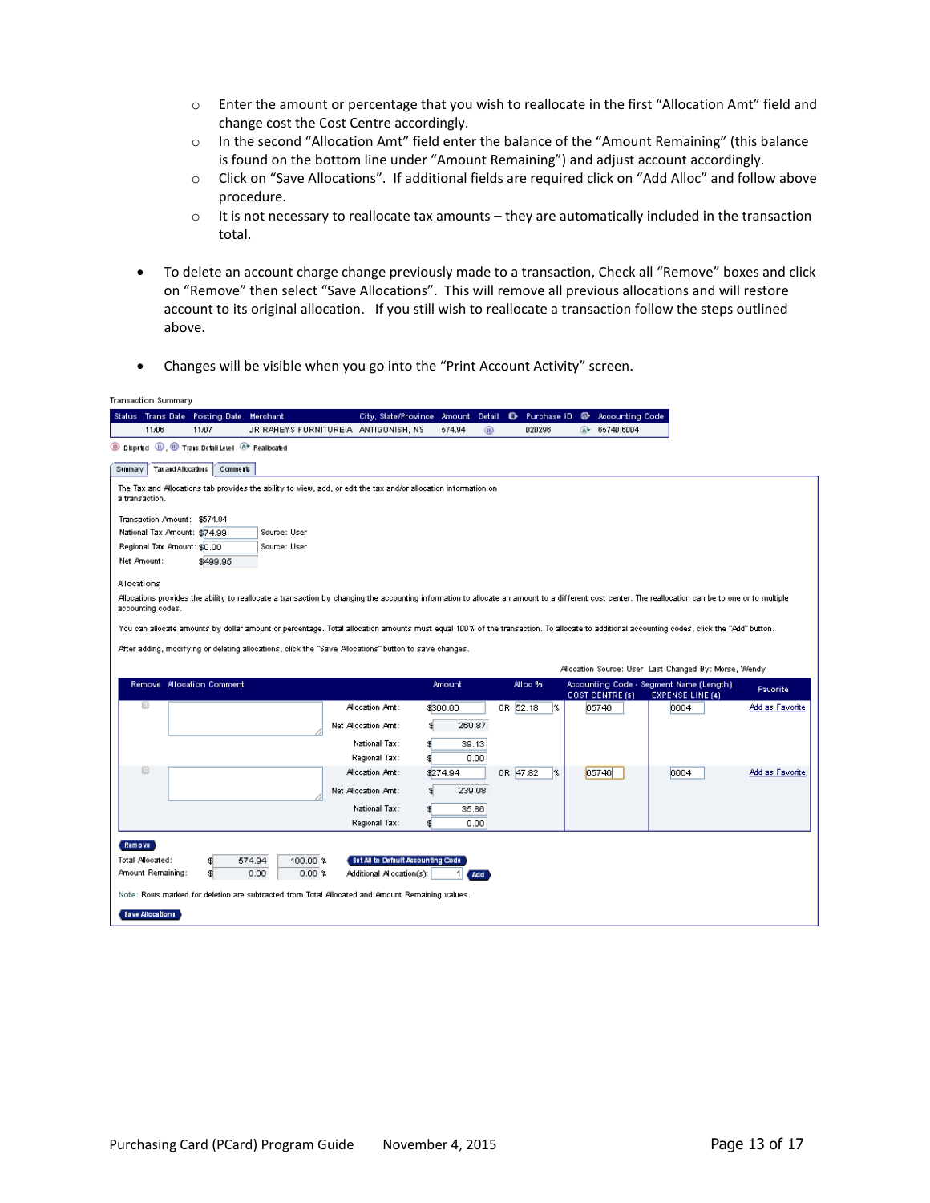- Enter the amount or percentage that you wish to reallocate in the first "Allocation Amt" field and change cost the Cost Centre accordingly.
    - In the second "Allocation Amt" field enter the balance of the "Amount Remaining" (this balance is found on the bottom line under "Amount Remaining") and adjust account accordingly.
    - Click on "Save Allocations". If additional fields are required click on "Add Alloc" and follow above procedure.
    - It is not necessary to reallocate tax amounts – they are automatically included in the transaction total.

- To delete an account charge change previously made to a transaction, Check all "Remove" boxes and click on "Remove" then select "Save Allocations". This will remove all previous allocations and will restore account to its original allocation. If you still wish to reallocate a transaction follow the steps outlined above.

- Changes will be visible when you go into the "Print Account Activity" screen.

Transaction Summary

| Status | Trans Date | Posting Date | Merchant | City, State/Province | Amount | Detail | Purchase ID | Accounting Code |
|---|---|---|---|---|---|---|---|---|
| | 11/06 | 11/07 | JR RAHEYS FURNITURE A | ANTIGONISH, NS | 574.94 | | 020296 | 65740\|6004 |

Disputed, Trans Detail Level, Reallocated

Summary | Tax and Allocations | Comments

The Tax and Allocations tab provides the ability to view, add, or edit the tax and/or allocation information on a transaction.

Transaction Amount: $574.94
National Tax Amount: $74.99 Source: User
Regional Tax Amount: $0.00 Source: User
Net Amount: $499.95

Allocations

Allocations provides the ability to reallocate a transaction by changing the accounting information to allocate an amount to a different cost center. The reallocation can be to one or to multiple accounting codes.

You can allocate amounts by dollar amount or percentage. Total allocation amounts must equal 100% of the transaction. To allocate to additional accounting codes, click the "Add" button.

After adding, modifying or deleting allocations, click the "Save Allocations" button to save changes.

Allocation Source: User Last Changed By: Morse, Wendy

| Remove | Allocation Comment | | Amount | Alloc % | COST CENTRE (5) | EXPENSE LINE (4) | Favorite |
|---|---|---|---|---|---|---|---|
| ☐ | | Allocation Amt: | $300.00 | OR 52.18 % | 65740 | 6004 | Add as Favorite |
| | | Net Allocation Amt: | $ 260.87 | | | | |
| | | National Tax: | $ 39.13 | | | | |
| | | Regional Tax: | $ 0.00 | | | | |
| ☐ | | Allocation Amt: | $274.94 | OR 47.82 % | 65740 | 6004 | Add as Favorite |
| | | Net Allocation Amt: | $ 239.08 | | | | |
| | | National Tax: | $ 35.86 | | | | |
| | | Regional Tax: | $ 0.00 | | | | |

Remove

Total Allocated: $ 574.94 100.00 %
Amount Remaining: $ 0.00 0.00 %

Set All to Default Accounting Code
Additional Allocation(s): 1 Add

Note: Rows marked for deletion are subtracted from Total Allocated and Amount Remaining values.

Save Allocations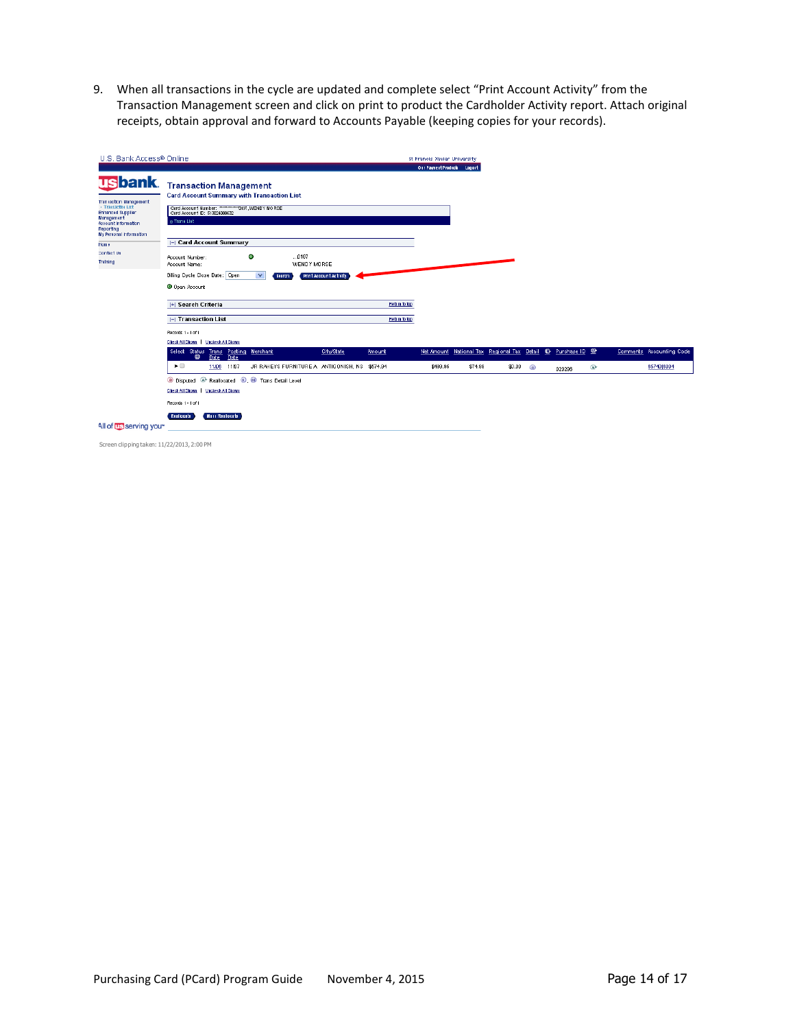9. When all transactions in the cycle are updated and complete select "Print Account Activity" from the Transaction Management screen and click on print to product the Cardholder Activity report. Attach original receipts, obtain approval and forward to Accounts Payable (keeping copies for your records).

U.S. Bank Access® Online

St Francis Xavier University

Our PaymentProducts | Logout

**Transaction Management**

**Card Account Summary with Transaction List**

Card Account Number: ************0197, WENDY MORSE
Card Account ID: 513024066632

Transaction Management
- Transaction List
Enhanced Supplier Management
Account Information
Reporting
My Personal Information

Home
Contact Us
Training

[-] Card Account Summary

Account Number: ...0197
Account Name: WENDY MORSE
Billing Cycle Close Date: Open | Search | Print Account Activity
Open Account

[+] Search Criteria | Return to top

[-] Transaction List | Return to top

Records 1 - 1 of 1

Check All Shown | Uncheck All Shown

| Select | Status | Trans Date | Posting Date | Merchant | City/State | Amount | Net Amount | National Tax | Regional Tax | Detail | Purchase ID | Comments | Accounting Code |
|---|---|---|---|---|---|---|---|---|---|---|---|---|---|
| ▶ | | 11/06 | 11/07 | JR RAHEYS FURNITURE A | ANTIGONISH, NS | $574.94 | $499.96 | $74.98 | $0.00 | | 020296 | | 85740|8004 |

Disputed | Reallocated | Trans Detail Level

Check All Shown | Uncheck All Shown

Records 1 - 1 of 1

Reallocate | Multi Reallocate

All of us serving you™

Screen clipping taken: 11/22/2013, 2:00 PM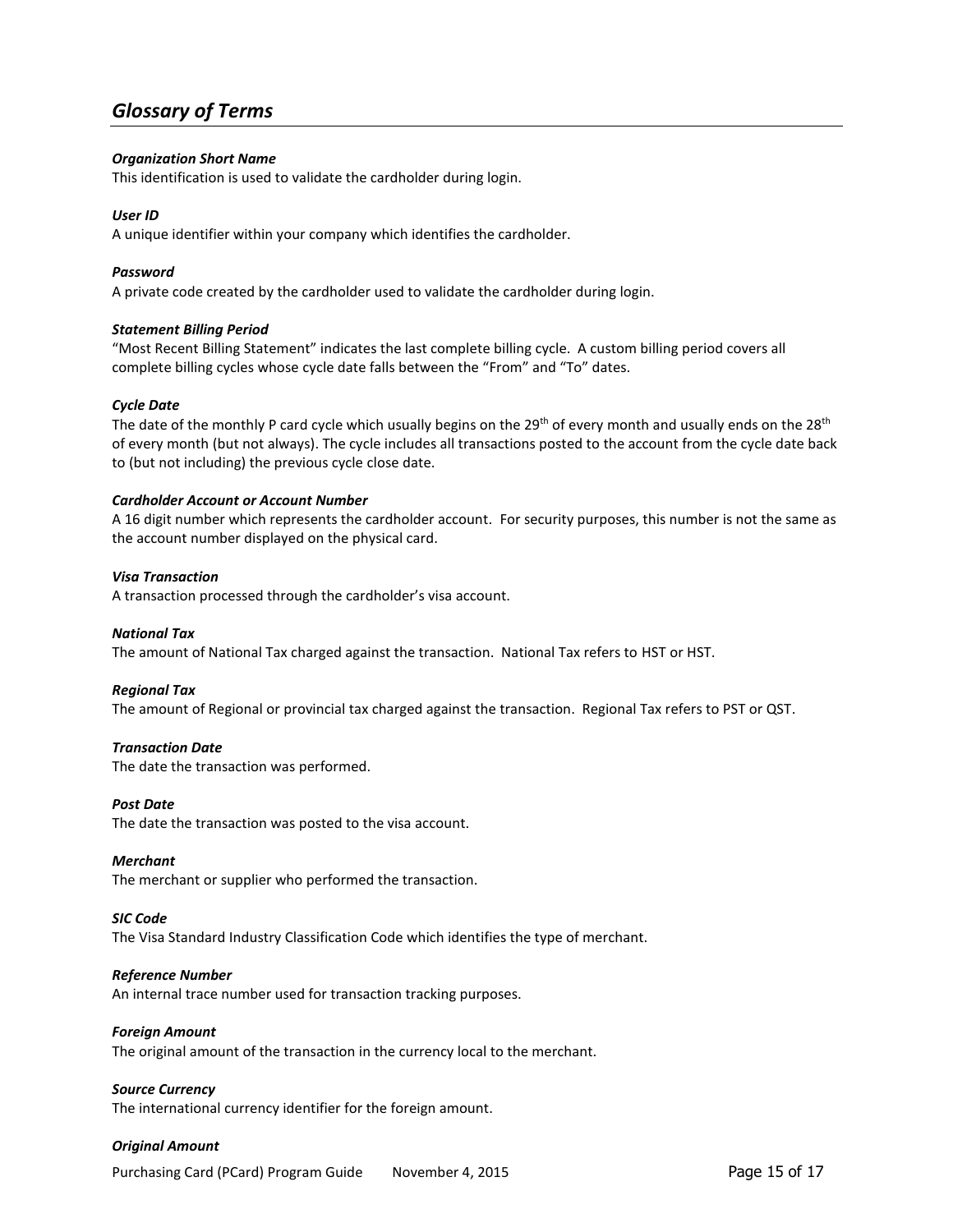## *Glossary of Terms*

***Organization Short Name***
This identification is used to validate the cardholder during login.

***User ID***
A unique identifier within your company which identifies the cardholder.

***Password***
A private code created by the cardholder used to validate the cardholder during login.

***Statement Billing Period***
"Most Recent Billing Statement" indicates the last complete billing cycle. A custom billing period covers all complete billing cycles whose cycle date falls between the "From" and "To" dates.

***Cycle Date***
The date of the monthly P card cycle which usually begins on the 29th of every month and usually ends on the 28th of every month (but not always). The cycle includes all transactions posted to the account from the cycle date back to (but not including) the previous cycle close date.

***Cardholder Account or Account Number***
A 16 digit number which represents the cardholder account. For security purposes, this number is not the same as the account number displayed on the physical card.

***Visa Transaction***
A transaction processed through the cardholder's visa account.

***National Tax***
The amount of National Tax charged against the transaction. National Tax refers to HST or HST.

***Regional Tax***
The amount of Regional or provincial tax charged against the transaction. Regional Tax refers to PST or QST.

***Transaction Date***
The date the transaction was performed.

***Post Date***
The date the transaction was posted to the visa account.

***Merchant***
The merchant or supplier who performed the transaction.

***SIC Code***
The Visa Standard Industry Classification Code which identifies the type of merchant.

***Reference Number***
An internal trace number used for transaction tracking purposes.

***Foreign Amount***
The original amount of the transaction in the currency local to the merchant.

***Source Currency***
The international currency identifier for the foreign amount.

***Original Amount***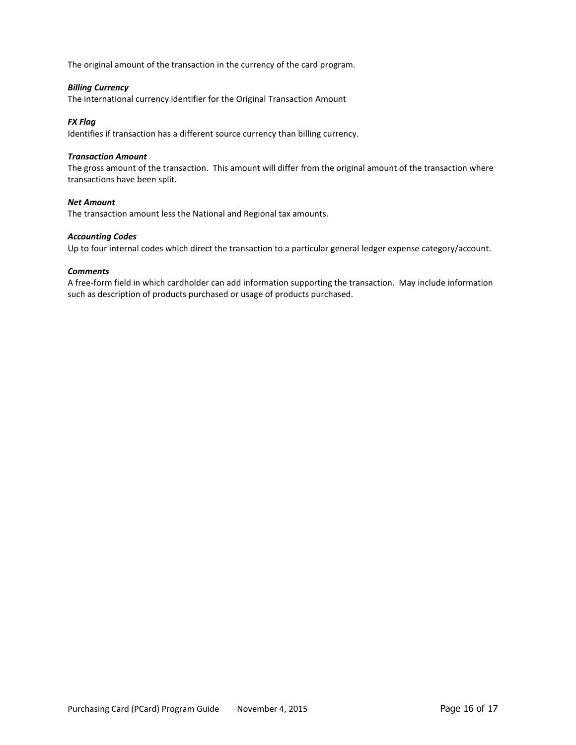The original amount of the transaction in the currency of the card program.

***Billing Currency***
The international currency identifier for the Original Transaction Amount

***FX Flag***
Identifies if transaction has a different source currency than billing currency.

***Transaction Amount***
The gross amount of the transaction. This amount will differ from the original amount of the transaction where transactions have been split.

***Net Amount***
The transaction amount less the National and Regional tax amounts.

***Accounting Codes***
Up to four internal codes which direct the transaction to a particular general ledger expense category/account.

***Comments***
A free-form field in which cardholder can add information supporting the transaction. May include information such as description of products purchased or usage of products purchased.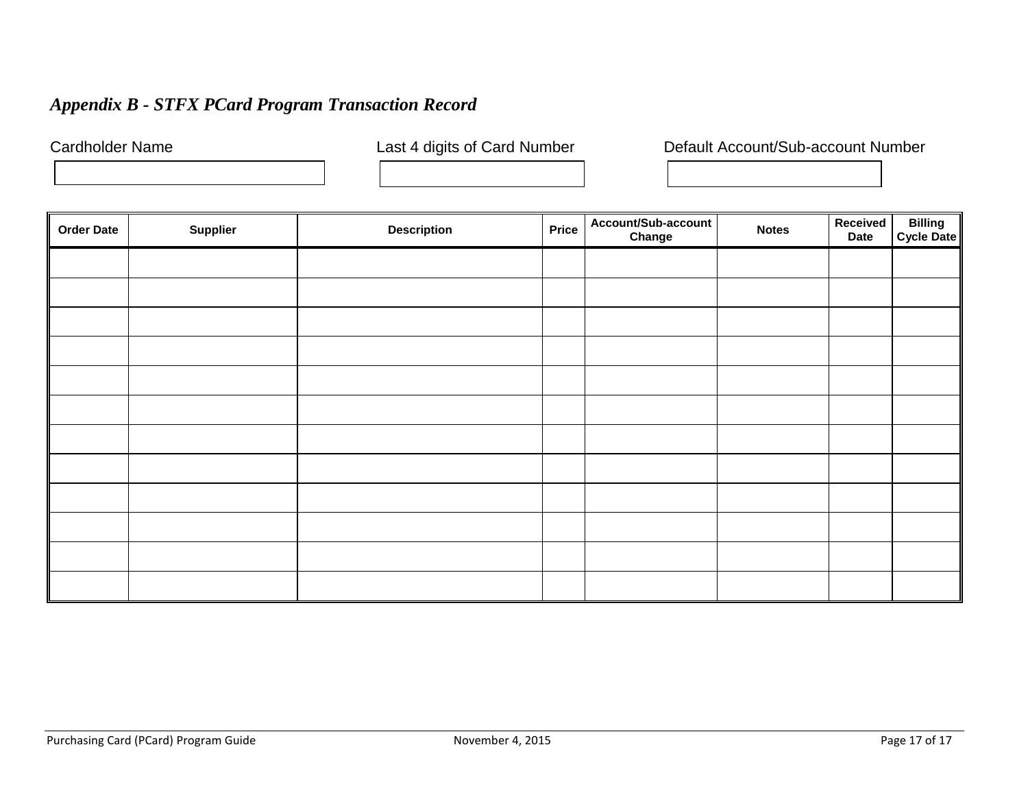*Appendix B - STFX PCard Program Transaction Record*

| Cardholder Name | Last 4 digits of Card Number | Default Account/Sub-account Number |
| --- | --- | --- |
| | | |

| Order Date | Supplier | Description | Price | Account/Sub-account Change | Notes | Received Date | Billing Cycle Date |
| --- | --- | --- | --- | --- | --- | --- | --- |
| | | | | | | | |
| | | | | | | | |
| | | | | | | | |
| | | | | | | | |
| | | | | | | | |
| | | | | | | | |
| | | | | | | | |
| | | | | | | | |
| | | | | | | | |
| | | | | | | | |
| | | | | | | | |
| | | | | | | | |